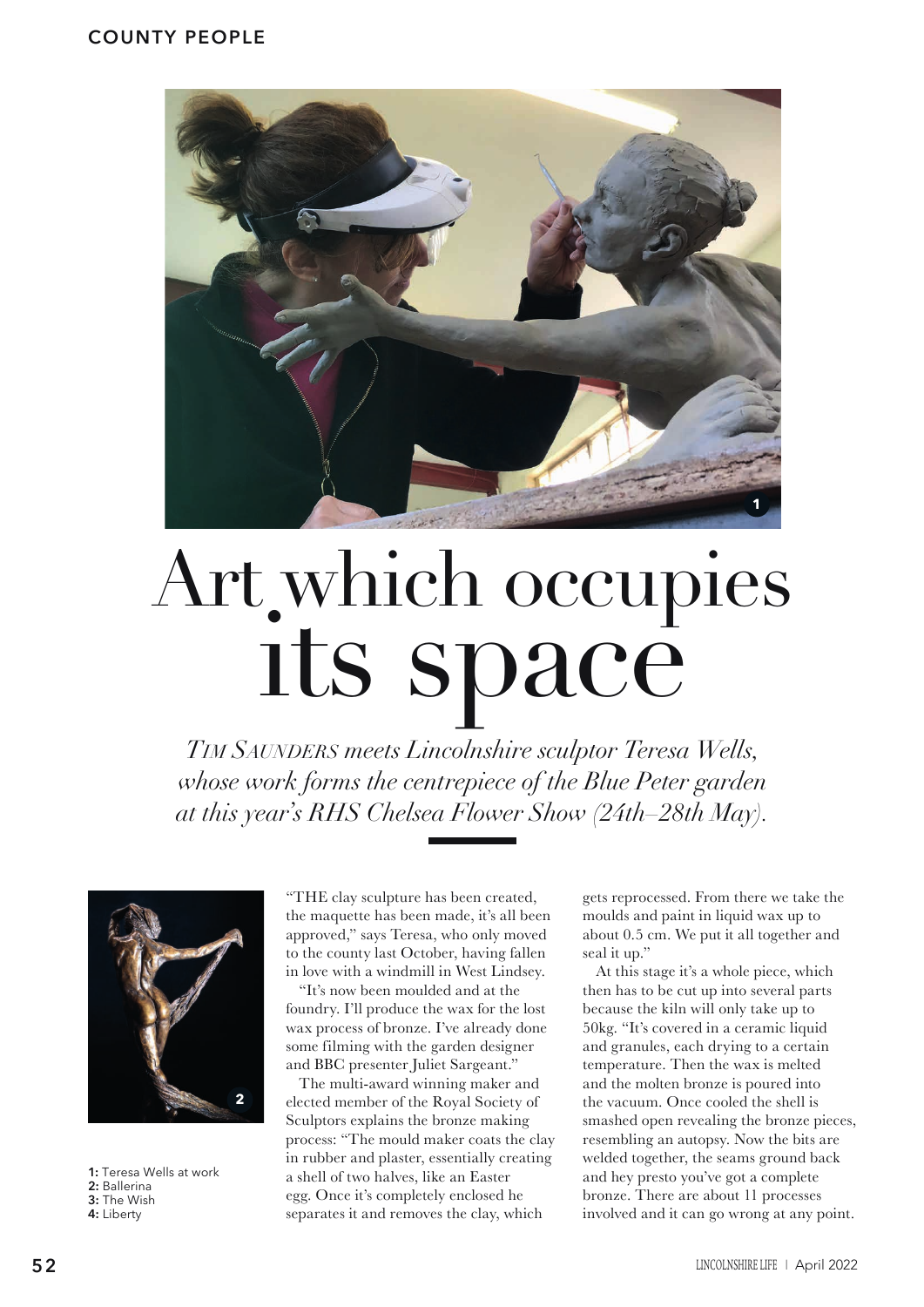# Art which occupies its space

*TIM SAUNDERS meets Lincolnshire sculptor Teresa Wells, whose work forms the centrepiece of the Blue Peter garden at this year's RHS Chelsea Flower Show (24th–28th May).*

1: Teresa Wells at work
2: Ballerina
3: The Wish
4: Liberty

"THE clay sculpture has been created, the maquette has been made, it's all been approved," says Teresa, who only moved to the county last October, having fallen in love with a windmill in West Lindsey.

"It's now been moulded and at the foundry. I'll produce the wax for the lost wax process of bronze. I've already done some filming with the garden designer and BBC presenter Juliet Sargeant."

The multi-award winning maker and elected member of the Royal Society of Sculptors explains the bronze making process: "The mould maker coats the clay in rubber and plaster, essentially creating a shell of two halves, like an Easter egg. Once it's completely enclosed he separates it and removes the clay, which gets reprocessed. From there we take the moulds and paint in liquid wax up to about 0.5 cm. We put it all together and seal it up."

At this stage it's a whole piece, which then has to be cut up into several parts because the kiln will only take up to 50kg. "It's covered in a ceramic liquid and granules, each drying to a certain temperature. Then the wax is melted and the molten bronze is poured into the vacuum. Once cooled the shell is smashed open revealing the bronze pieces, resembling an autopsy. Now the bits are welded together, the seams ground back and hey presto you've got a complete bronze. There are about 11 processes involved and it can go wrong at any point.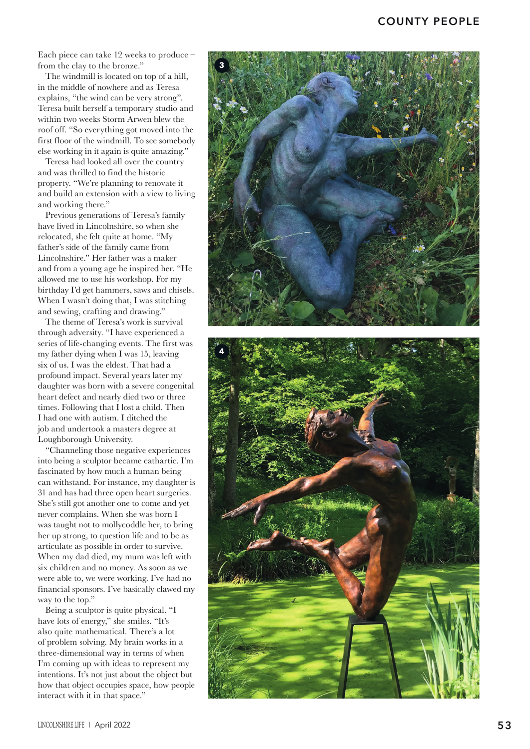Each piece can take 12 weeks to produce – from the clay to the bronze."

The windmill is located on top of a hill, in the middle of nowhere and as Teresa explains, "the wind can be very strong". Teresa built herself a temporary studio and within two weeks Storm Arwen blew the roof off. "So everything got moved into the first floor of the windmill. To see somebody else working in it again is quite amazing."

Teresa had looked all over the country and was thrilled to find the historic property. "We're planning to renovate it and build an extension with a view to living and working there."

Previous generations of Teresa's family have lived in Lincolnshire, so when she relocated, she felt quite at home. "My father's side of the family came from Lincolnshire." Her father was a maker and from a young age he inspired her. "He allowed me to use his workshop. For my birthday I'd get hammers, saws and chisels. When I wasn't doing that, I was stitching and sewing, crafting and drawing."

The theme of Teresa's work is survival through adversity. "I have experienced a series of life-changing events. The first was my father dying when I was 15, leaving six of us. I was the eldest. That had a profound impact. Several years later my daughter was born with a severe congenital heart defect and nearly died two or three times. Following that I lost a child. Then I had one with autism. I ditched the job and undertook a masters degree at Loughborough University.

"Channeling those negative experiences into being a sculptor became cathartic. I'm fascinated by how much a human being can withstand. For instance, my daughter is 31 and has had three open heart surgeries. She's still got another one to come and yet never complains. When she was born I was taught not to mollycoddle her, to bring her up strong, to question life and to be as articulate as possible in order to survive. When my dad died, my mum was left with six children and no money. As soon as we were able to, we were working. I've had no financial sponsors. I've basically clawed my way to the top."

Being a sculptor is quite physical. "I have lots of energy," she smiles. "It's also quite mathematical. There's a lot of problem solving. My brain works in a three-dimensional way in terms of when I'm coming up with ideas to represent my intentions. It's not just about the object but how that object occupies space, how people interact with it in that space."

3

4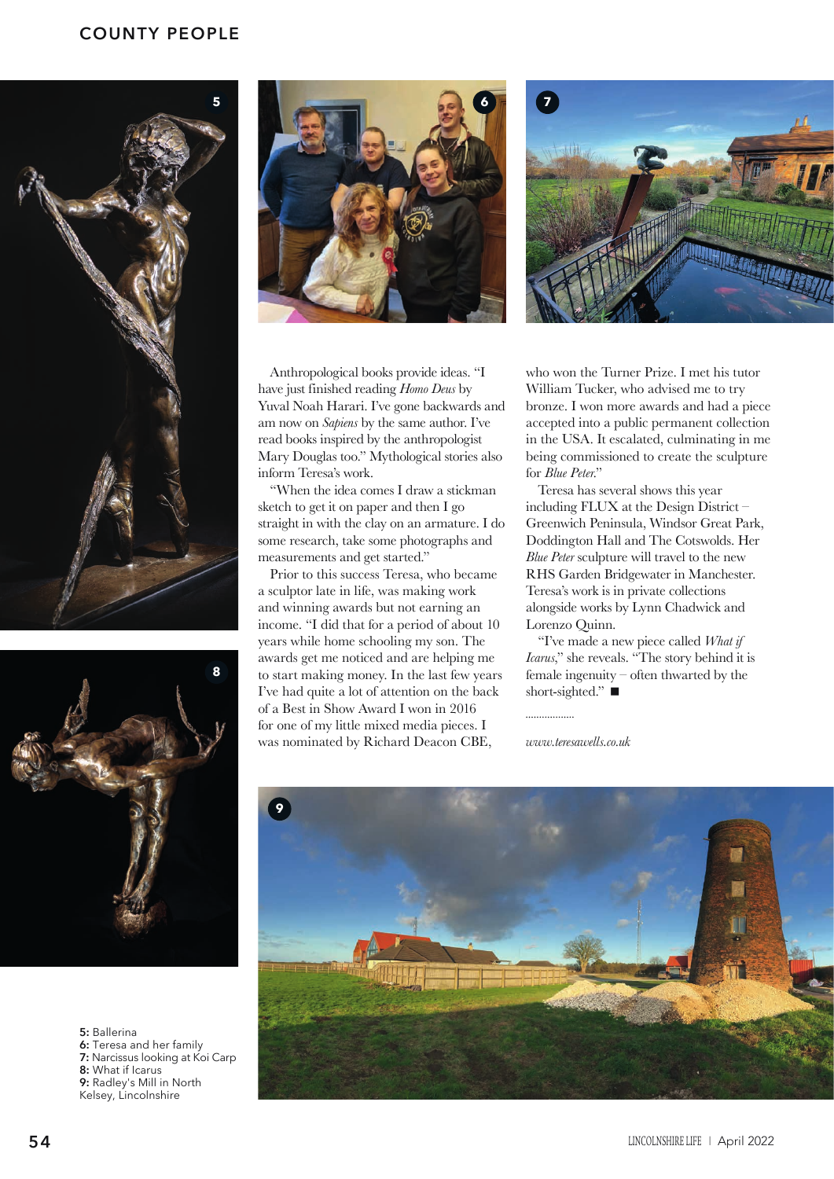Anthropological books provide ideas. "I have just finished reading *Homo Deus* by Yuval Noah Harari. I've gone backwards and am now on *Sapiens* by the same author. I've read books inspired by the anthropologist Mary Douglas too." Mythological stories also inform Teresa's work.

"When the idea comes I draw a stickman sketch to get it on paper and then I go straight in with the clay on an armature. I do some research, take some photographs and measurements and get started."

Prior to this success Teresa, who became a sculptor late in life, was making work and winning awards but not earning an income. "I did that for a period of about 10 years while home schooling my son. The awards get me noticed and are helping me to start making money. In the last few years I've had quite a lot of attention on the back of a Best in Show Award I won in 2016 for one of my little mixed media pieces. I was nominated by Richard Deacon CBE, who won the Turner Prize. I met his tutor William Tucker, who advised me to try bronze. I won more awards and had a piece accepted into a public permanent collection in the USA. It escalated, culminating in me being commissioned to create the sculpture for *Blue Peter*."

Teresa has several shows this year including FLUX at the Design District – Greenwich Peninsula, Windsor Great Park, Doddington Hall and The Cotswolds. Her *Blue Peter* sculpture will travel to the new RHS Garden Bridgewater in Manchester. Teresa's work is in private collections alongside works by Lynn Chadwick and Lorenzo Quinn.

"I've made a new piece called *What if Icarus*," she reveals. "The story behind it is female ingenuity – often thwarted by the short-sighted." ■

*www.teresawells.co.uk*

**5:** Ballerina
**6:** Teresa and her family
**7:** Narcissus looking at Koi Carp
**8:** What if Icarus
**9:** Radley's Mill in North Kelsey, Lincolnshire